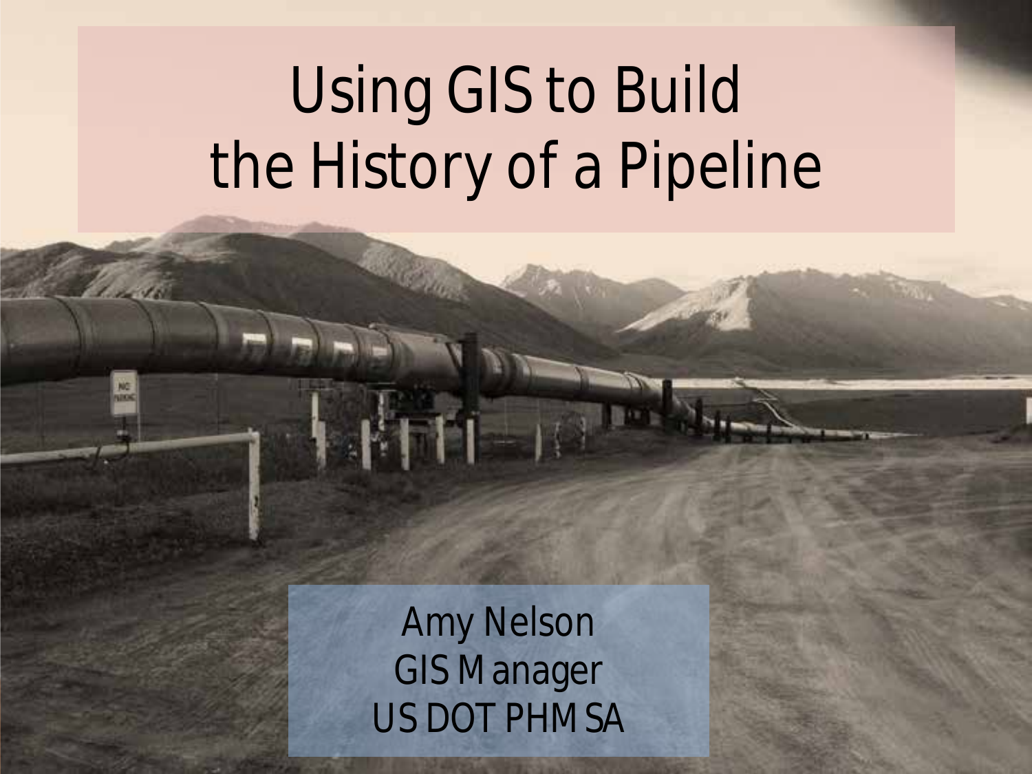# Using GIS to Build the History of a Pipeline

Amy Nelson
GIS Manager
US DOT PHMSA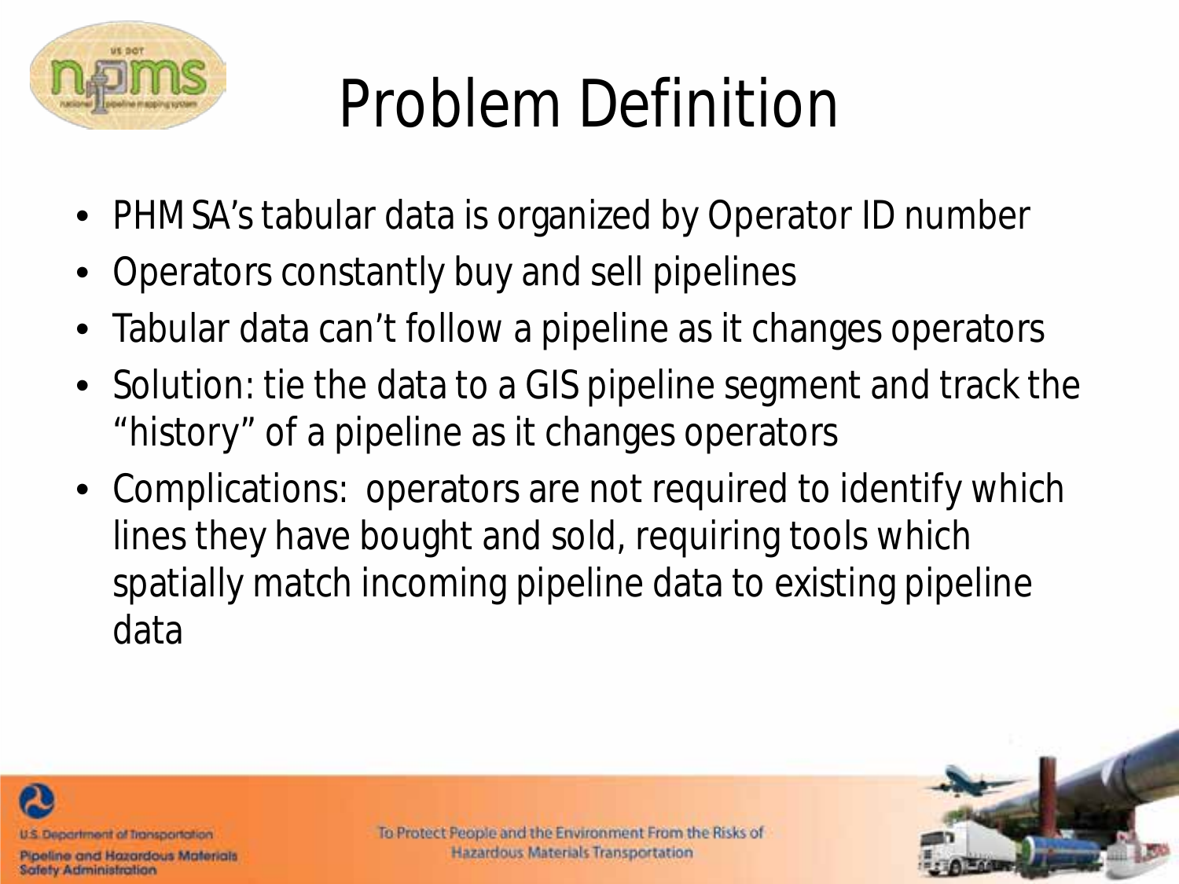# Problem Definition

- PHMSA's tabular data is organized by Operator ID number
- Operators constantly buy and sell pipelines
- Tabular data can't follow a pipeline as it changes operators
- Solution: tie the data to a GIS pipeline segment and track the "history" of a pipeline as it changes operators
- Complications: operators are not required to identify which lines they have bought and sold, requiring tools which spatially match incoming pipeline data to existing pipeline data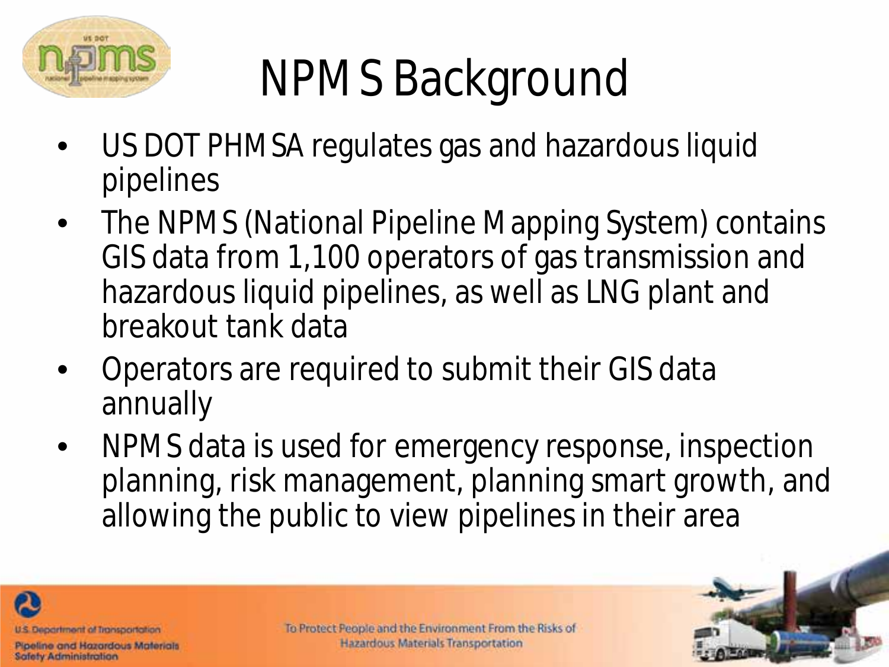# NPMS Background

- US DOT PHMSA regulates gas and hazardous liquid pipelines
- The NPMS (National Pipeline Mapping System) contains GIS data from 1,100 operators of gas transmission and hazardous liquid pipelines, as well as LNG plant and breakout tank data
- Operators are required to submit their GIS data annually
- NPMS data is used for emergency response, inspection planning, risk management, planning smart growth, and allowing the public to view pipelines in their area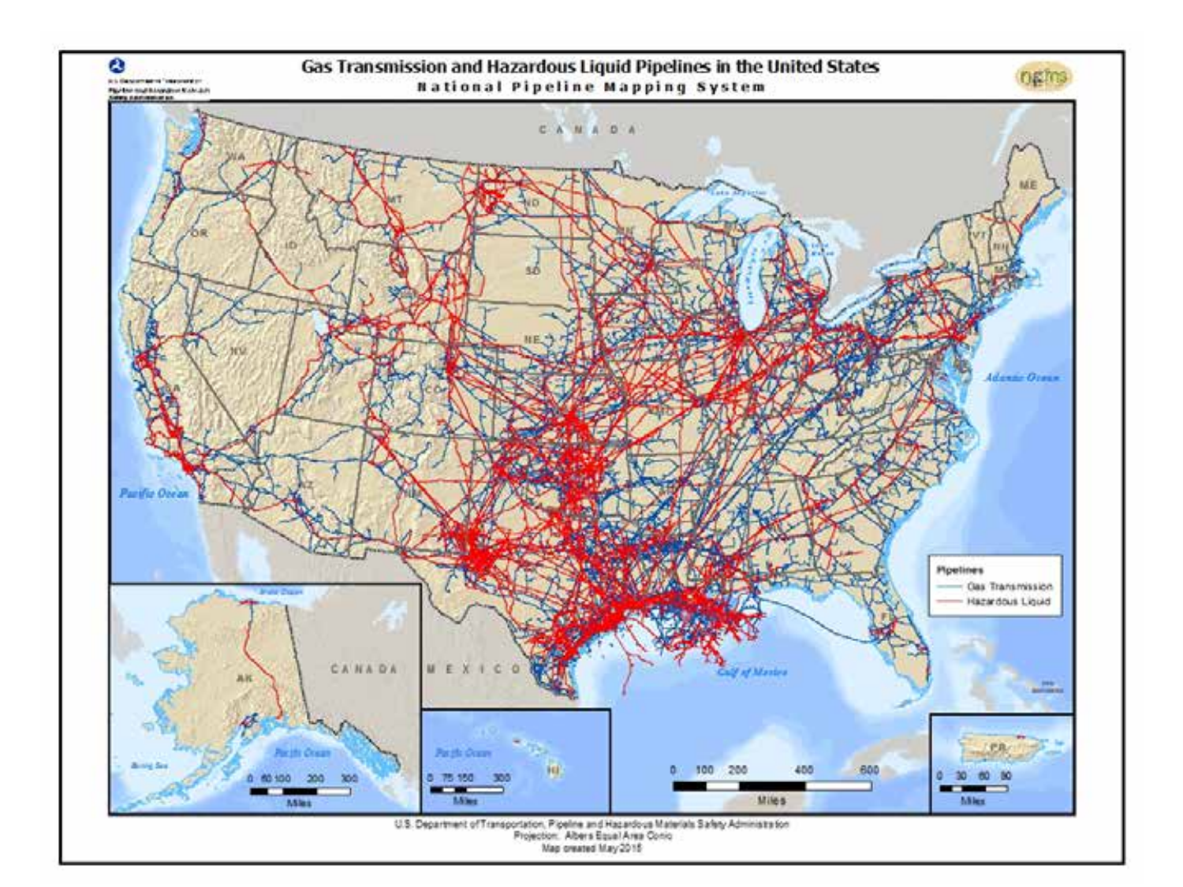# Gas Transmission and Hazardous Liquid Pipelines in the United States

**National Pipeline Mapping System**

Pipelines
- Gas Transmission
- Hazardous Liquid

U.S. Department of Transportation, Pipeline and Hazardous Materials Safety Administration
Projection: Albers Equal Area Conic
Map created May 2015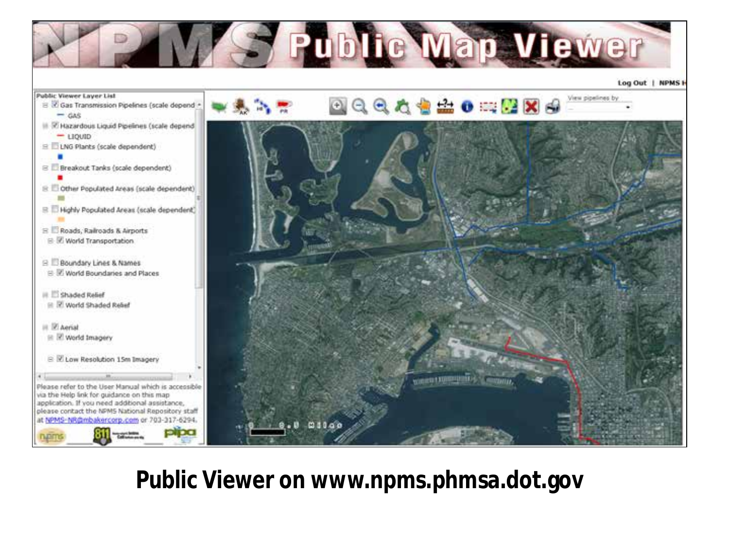**Public Viewer on www.npms.phmsa.dot.gov**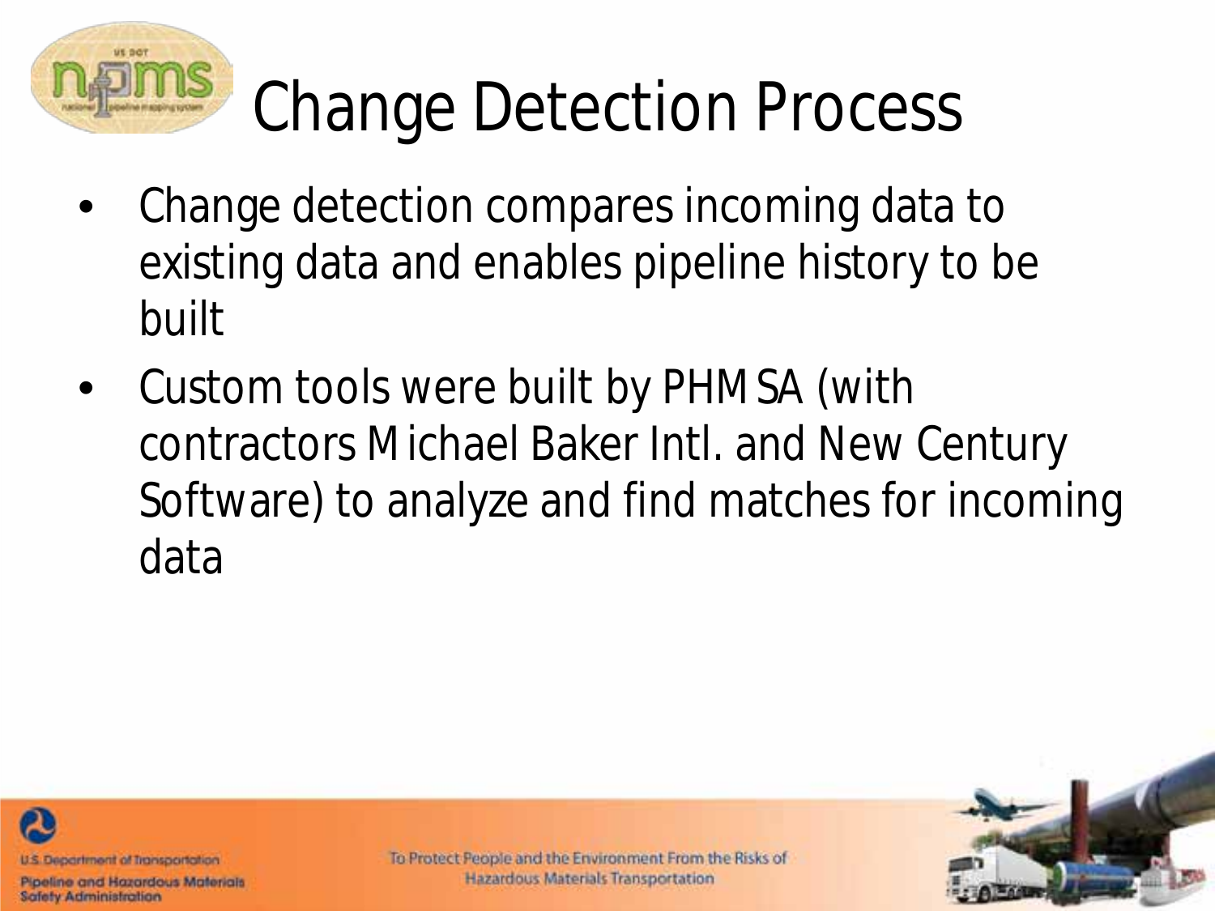# Change Detection Process

- Change detection compares incoming data to existing data and enables pipeline history to be built
- Custom tools were built by PHMSA (with contractors Michael Baker Intl. and New Century Software) to analyze and find matches for incoming data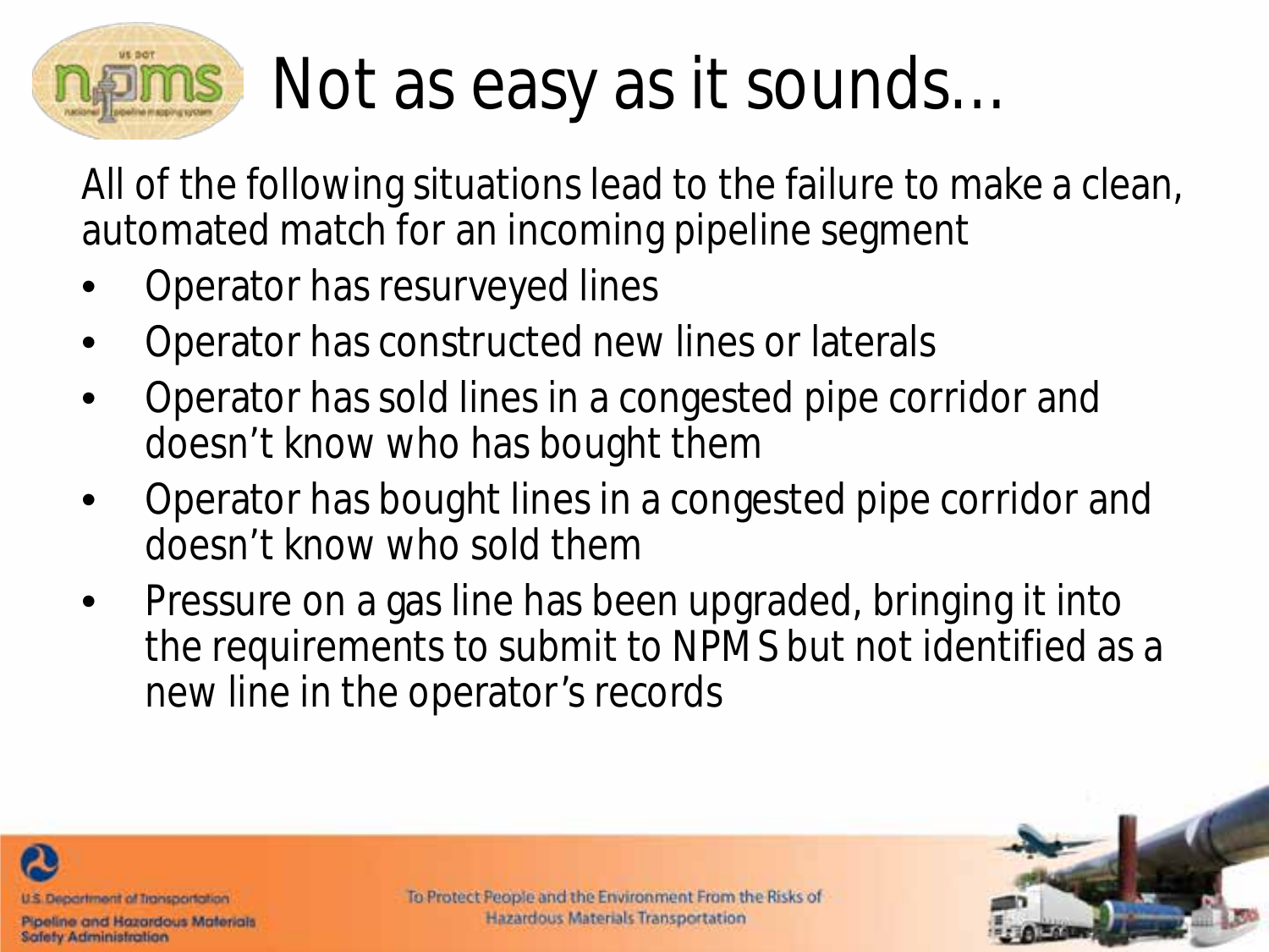# Not as easy as it sounds…

All of the following situations lead to the failure to make a clean, automated match for an incoming pipeline segment

- Operator has resurveyed lines
- Operator has constructed new lines or laterals
- Operator has sold lines in a congested pipe corridor and doesn't know who has bought them
- Operator has bought lines in a congested pipe corridor and doesn't know who sold them
- Pressure on a gas line has been upgraded, bringing it into the requirements to submit to NPMS but not identified as a new line in the operator's records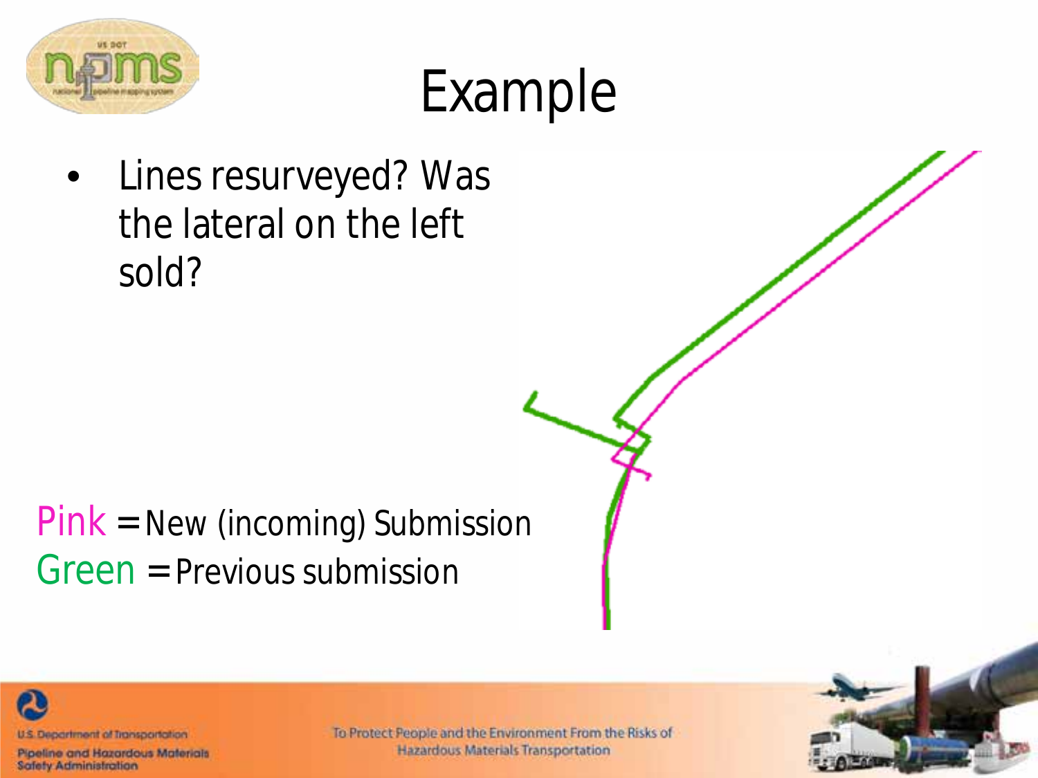# Example

- Lines resurveyed? Was the lateral on the left sold?

Pink = New (incoming) Submission
Green = Previous submission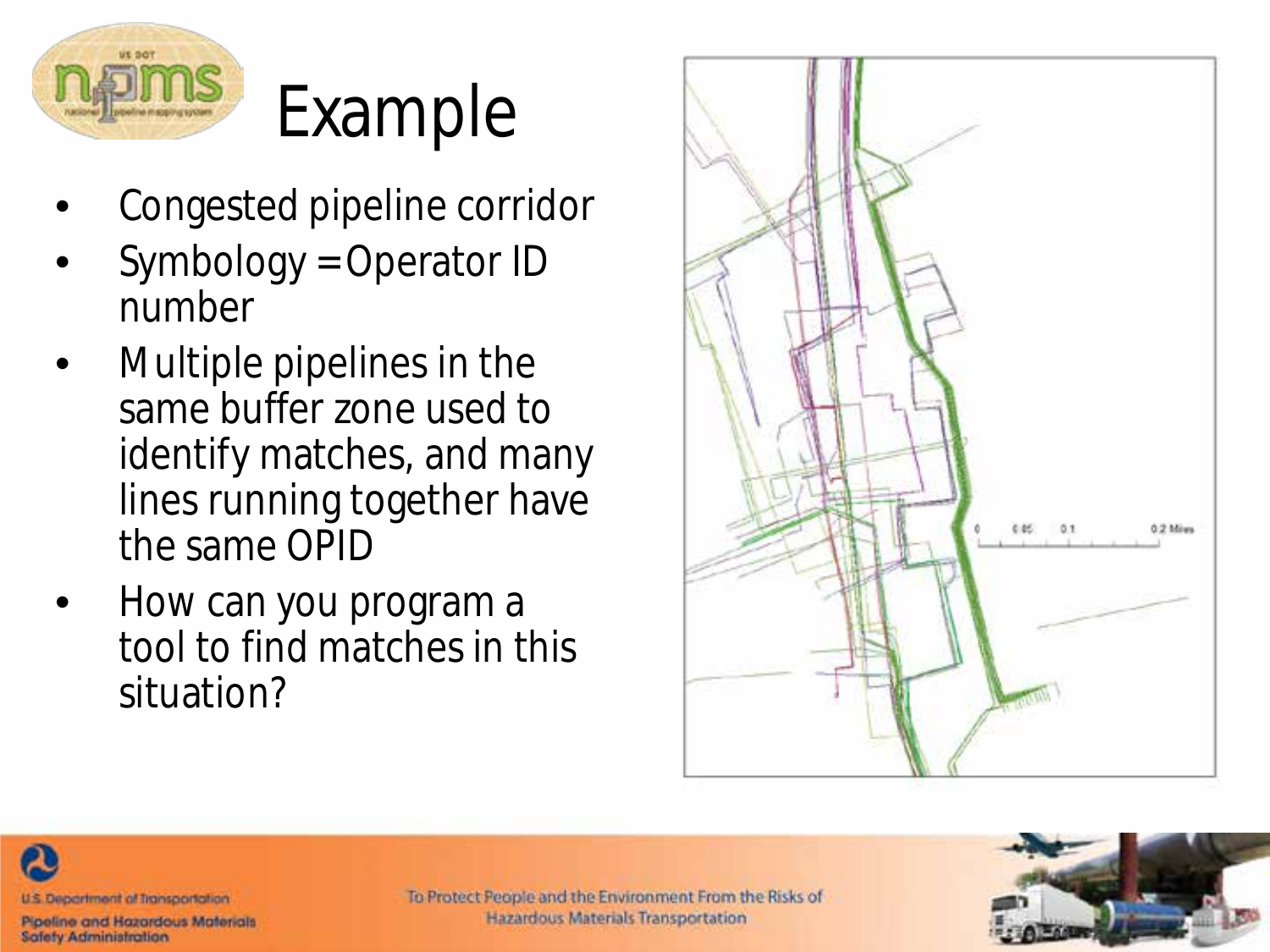# Example

- Congested pipeline corridor
- Symbology = Operator ID number
- Multiple pipelines in the same buffer zone used to identify matches, and many lines running together have the same OPID
- How can you program a tool to find matches in this situation?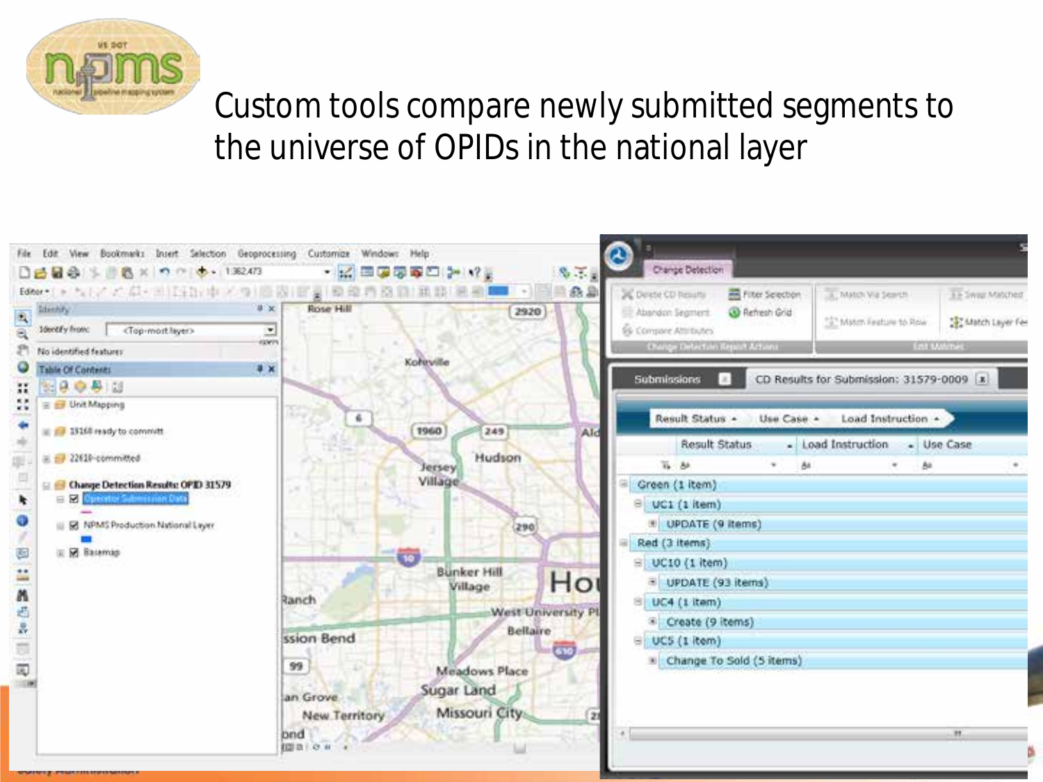# Custom tools compare newly submitted segments to the universe of OPIDs in the national layer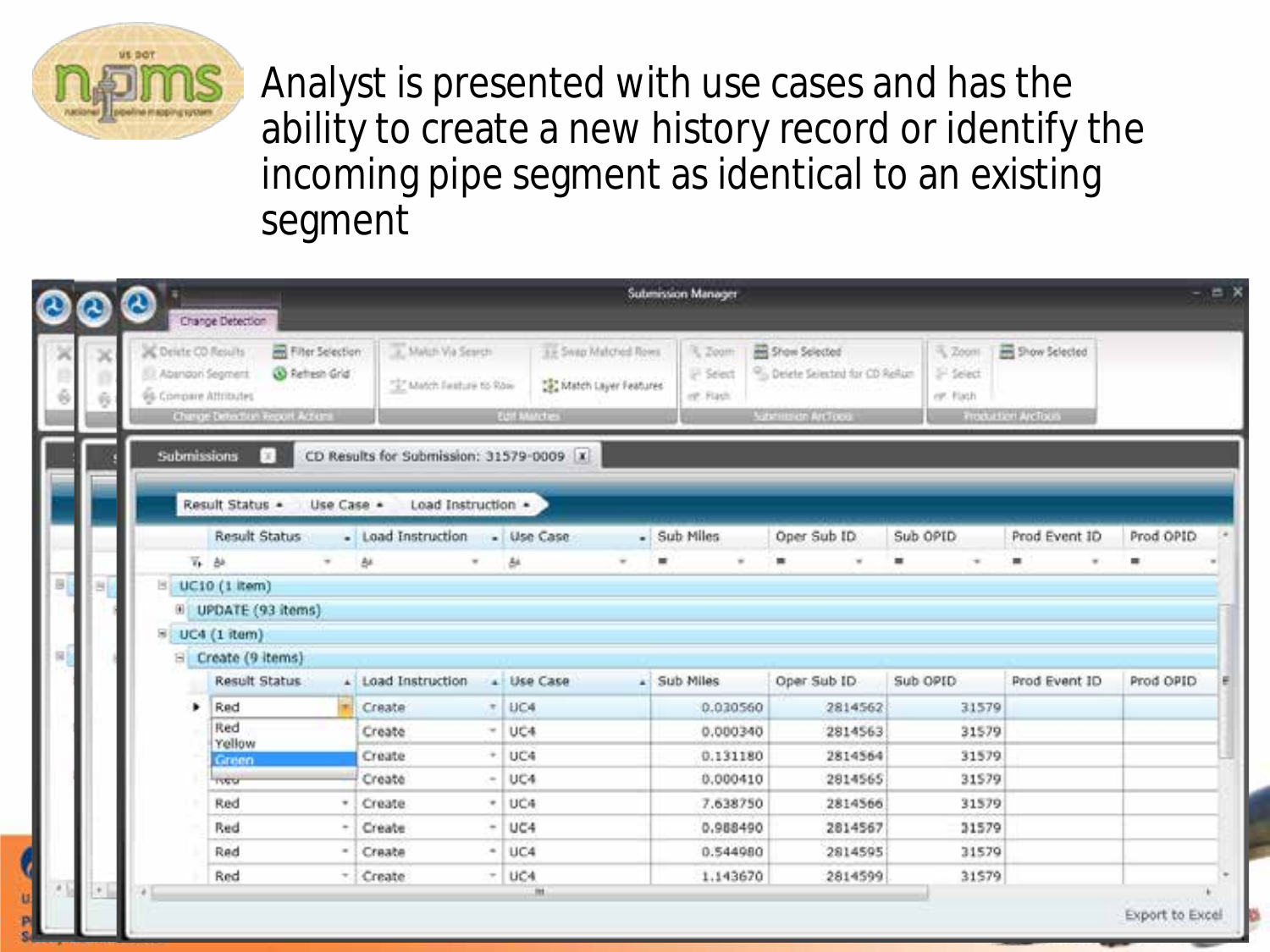Analyst is presented with use cases and has the ability to create a new history record or identify the incoming pipe segment as identical to an existing segment

Submission Manager

Change Detection

Delete CD Results | Filter Selection | Abandon Segment | Refresh Grid | Compare Attributes

Change Detection Report Actions

Match Via Search | Swap Matched Rows | Match Feature to Row | Match Layer Features

Edit Matches

Zoom | Select | Flash | Show Selected | Delete Selected for CD Rerun

Submission ArcTools

Zoom | Select | Flash | Show Selected

Production ArcTools

Submissions | CD Results for Submission: 31579-0009

Result Status | Use Case | Load Instruction

UC10 (1 item)

UPDATE (93 items)

UC4 (1 item)

Create (9 items)

| Result Status | Load Instruction | Use Case | Sub Miles | Oper Sub ID | Sub OPID | Prod Event ID | Prod OPID |
|---|---|---|---|---|---|---|---|
| Red | Create | UC4 | 0.030560 | 2814562 | 31579 | | |
| Red | Create | UC4 | 0.000340 | 2814563 | 31579 | | |
| Yellow | Create | UC4 | 0.131180 | 2814564 | 31579 | | |
| Green | Create | UC4 | 0.000410 | 2814565 | 31579 | | |
| Red | Create | UC4 | 7.638750 | 2814566 | 31579 | | |
| Red | Create | UC4 | 0.988490 | 2814567 | 31579 | | |
| Red | Create | UC4 | 0.544980 | 2814595 | 31579 | | |
| Red | Create | UC4 | 1.143670 | 2814599 | 31579 | | |

Export to Excel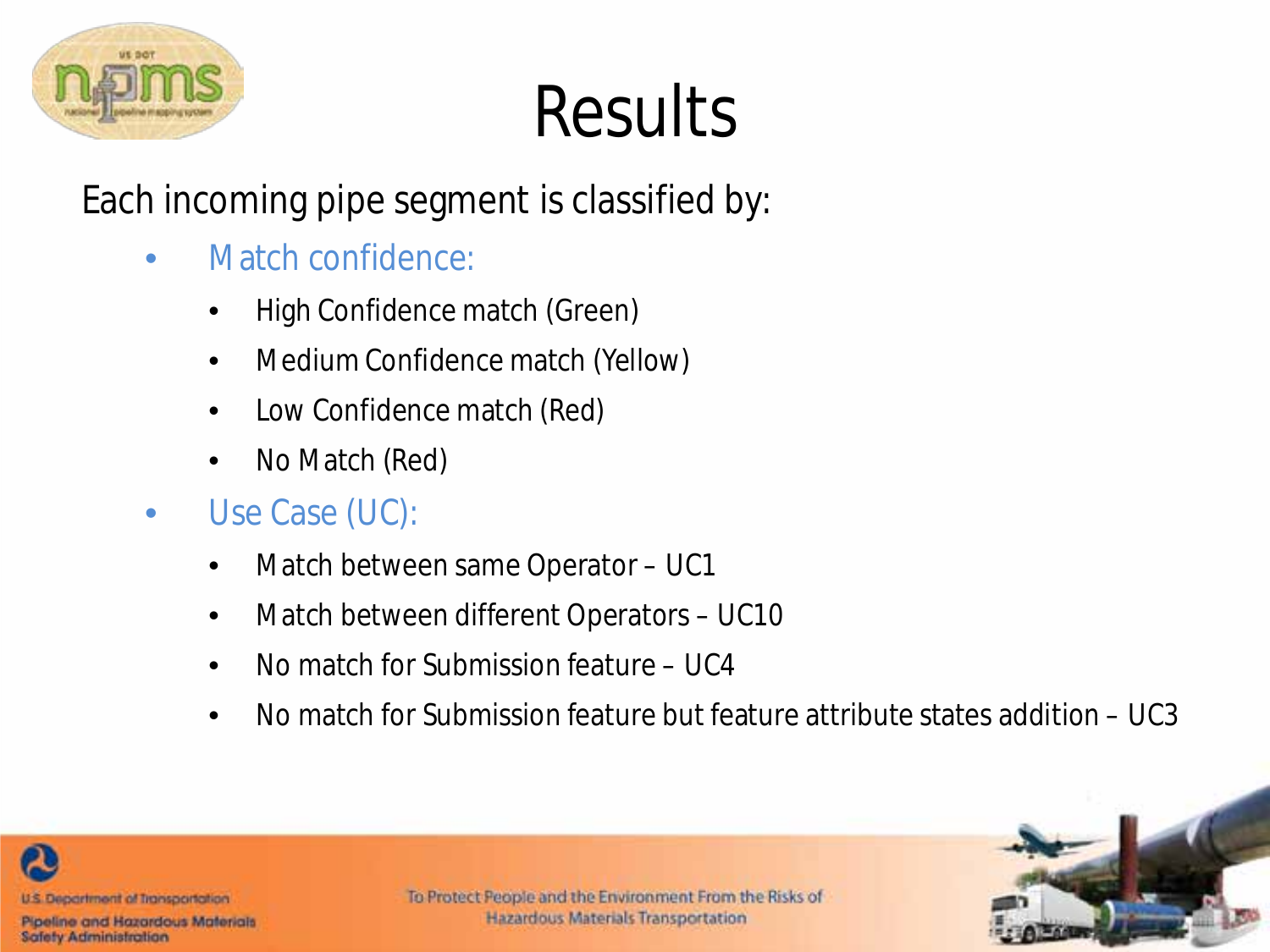# Results

Each incoming pipe segment is classified by:

- Match confidence:
  - High Confidence match (Green)
  - Medium Confidence match (Yellow)
  - Low Confidence match (Red)
  - No Match (Red)
- Use Case (UC):
  - Match between same Operator – UC1
  - Match between different Operators – UC10
  - No match for Submission feature – UC4
  - No match for Submission feature but feature attribute states addition – UC3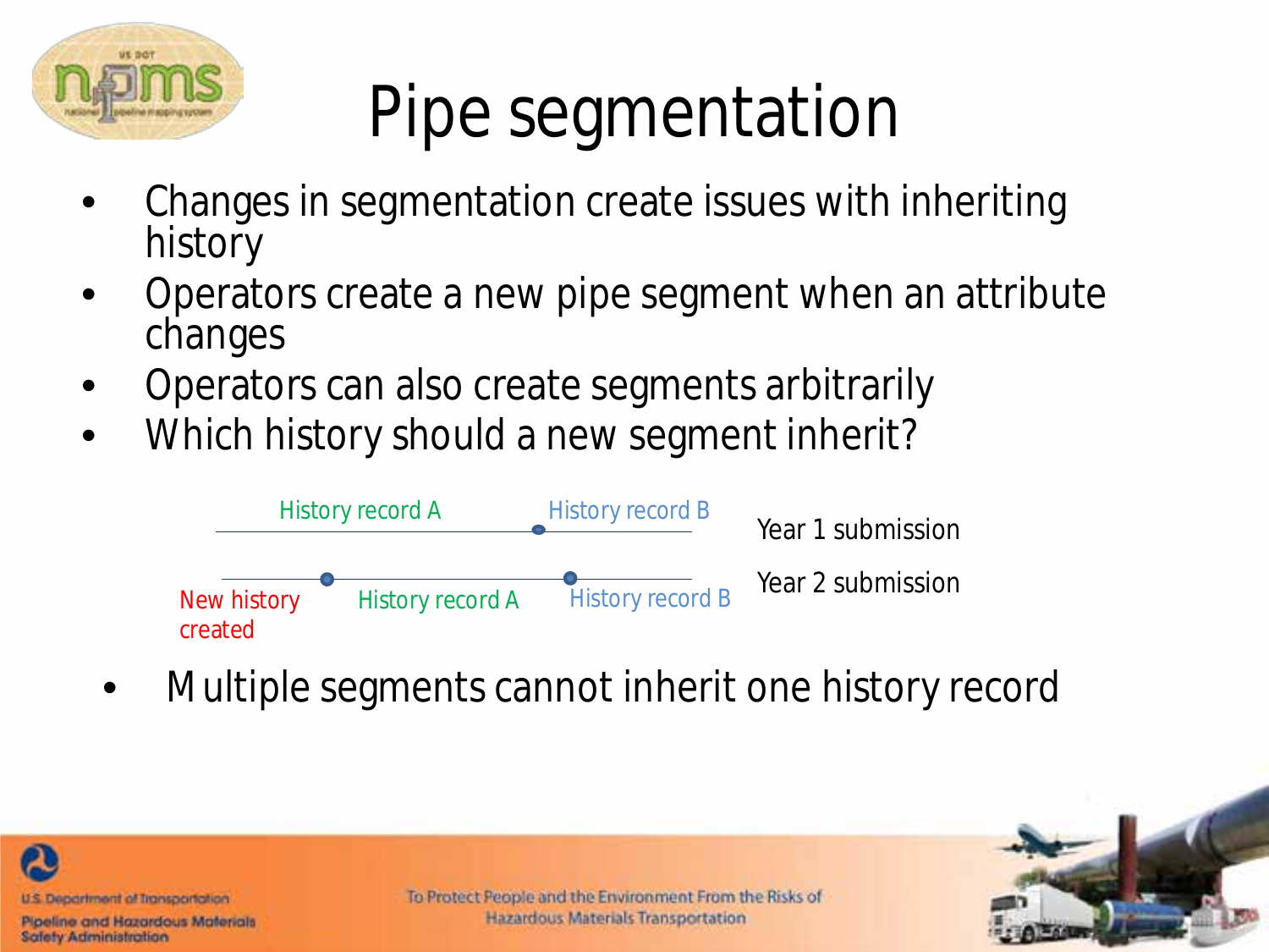# Pipe segmentation

- Changes in segmentation create issues with inheriting history
- Operators create a new pipe segment when an attribute changes
- Operators can also create segments arbitrarily
- Which history should a new segment inherit?

History record A — History record B — Year 1 submission

New history created — History record A — History record B — Year 2 submission

- Multiple segments cannot inherit one history record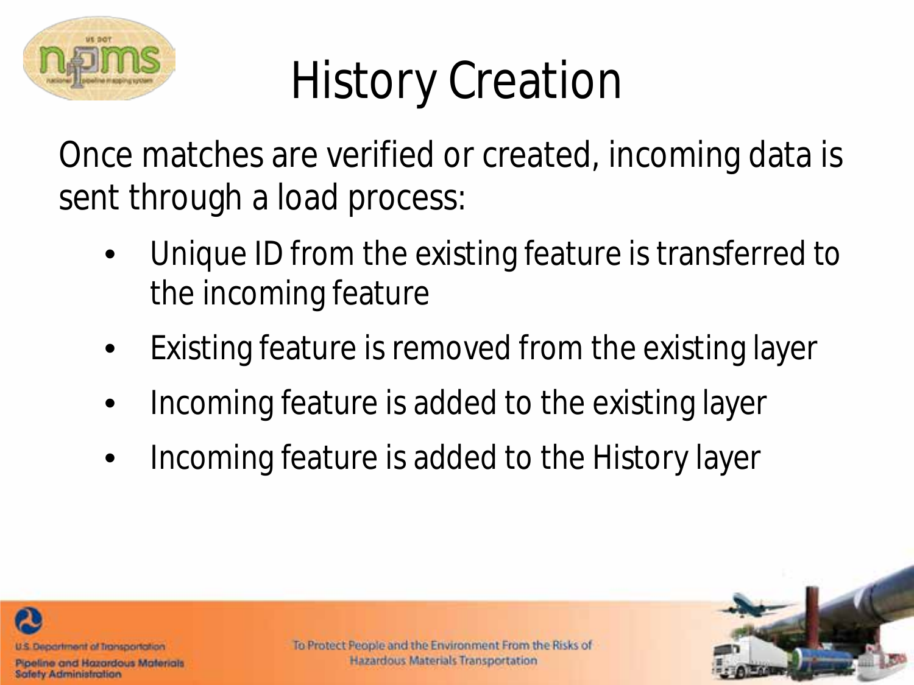# History Creation

Once matches are verified or created, incoming data is sent through a load process:

- Unique ID from the existing feature is transferred to the incoming feature
- Existing feature is removed from the existing layer
- Incoming feature is added to the existing layer
- Incoming feature is added to the History layer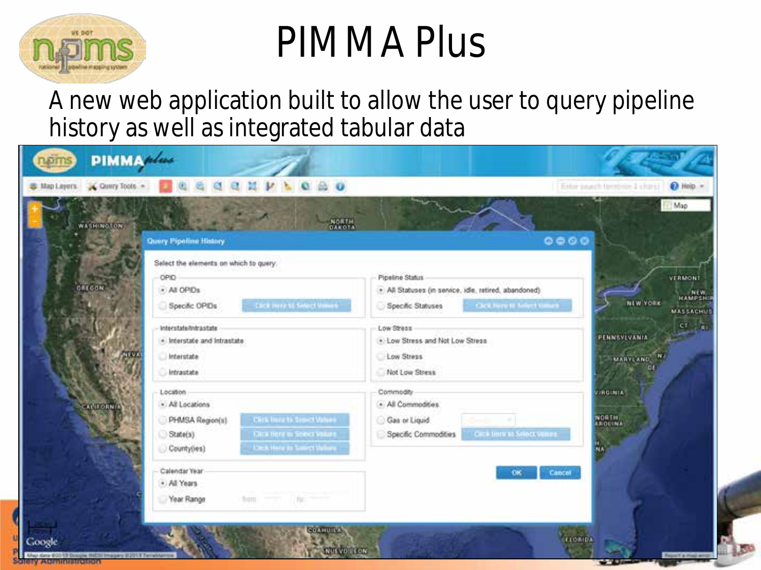# PIM M A Plus

A new web application built to allow the user to query pipeline history as well as integrated tabular data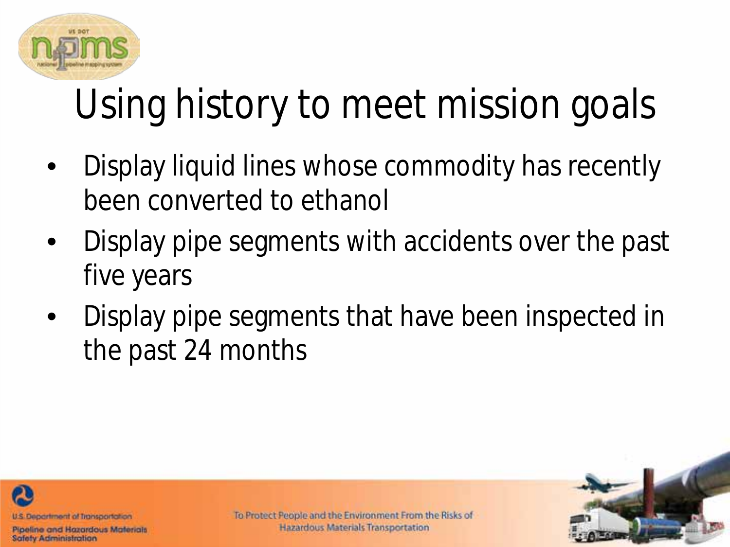# Using history to meet mission goals

- Display liquid lines whose commodity has recently been converted to ethanol
- Display pipe segments with accidents over the past five years
- Display pipe segments that have been inspected in the past 24 months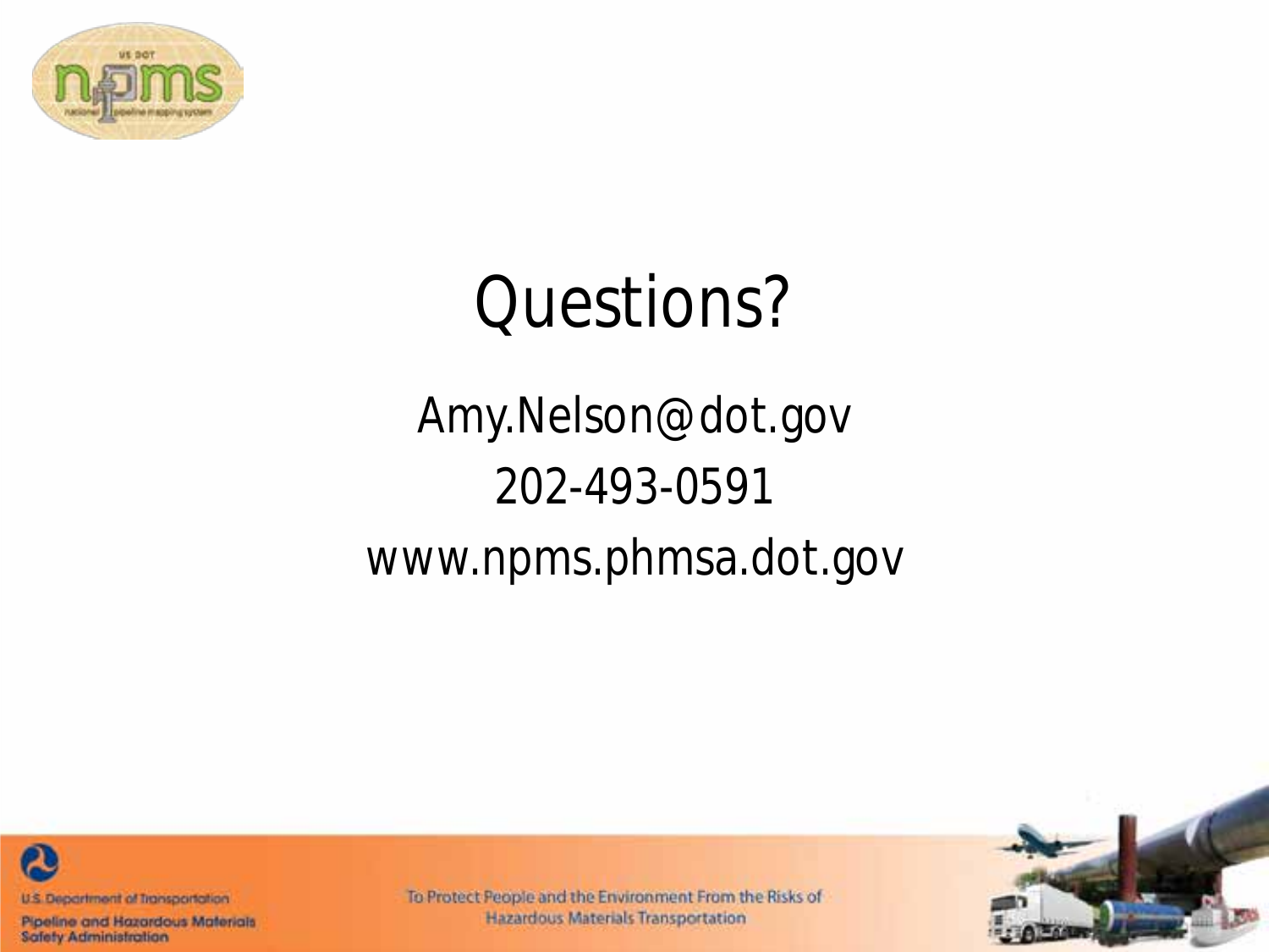# Questions?

Amy.Nelson@dot.gov

202-493-0591

www.npms.phmsa.dot.gov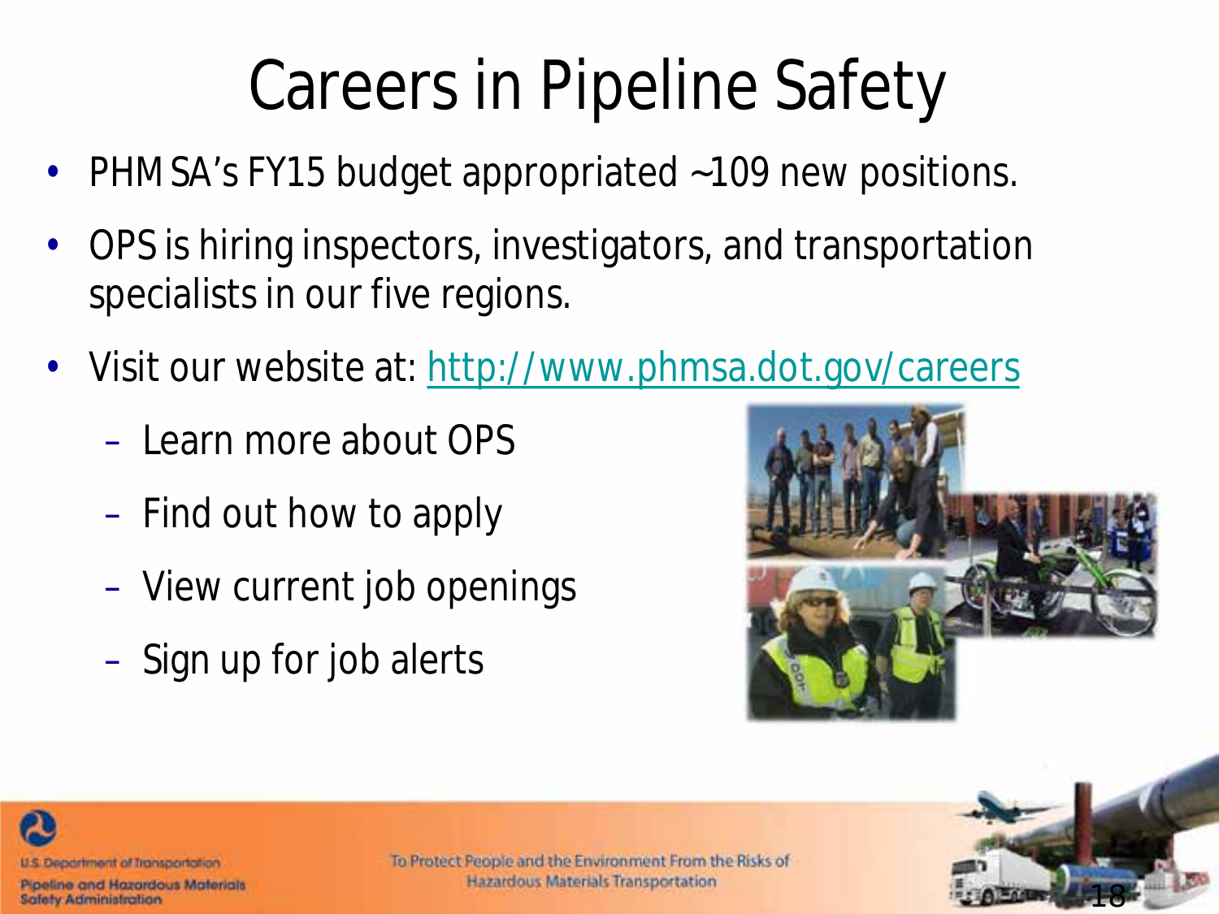# Careers in Pipeline Safety

- PHMSA's FY15 budget appropriated ~109 new positions.
- OPS is hiring inspectors, investigators, and transportation specialists in our five regions.
- Visit our website at: http://www.phmsa.dot.gov/careers
  - Learn more about OPS
  - Find out how to apply
  - View current job openings
  - Sign up for job alerts